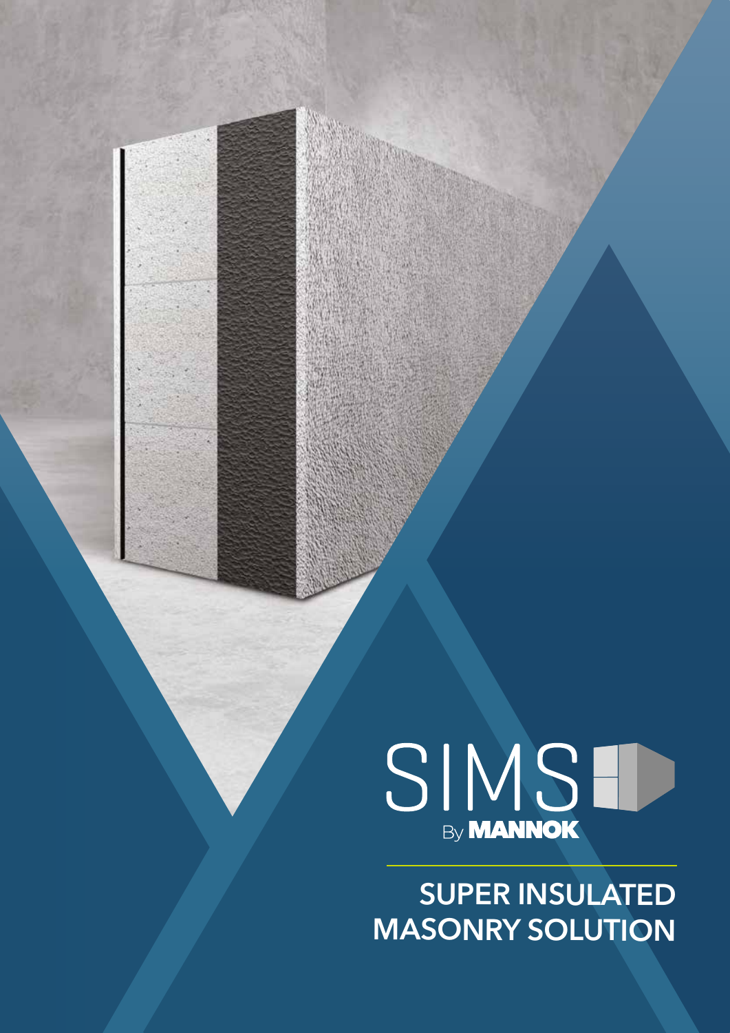SIMS

By MANNOK

# SUPER INSULATED MASONRY SOLUTION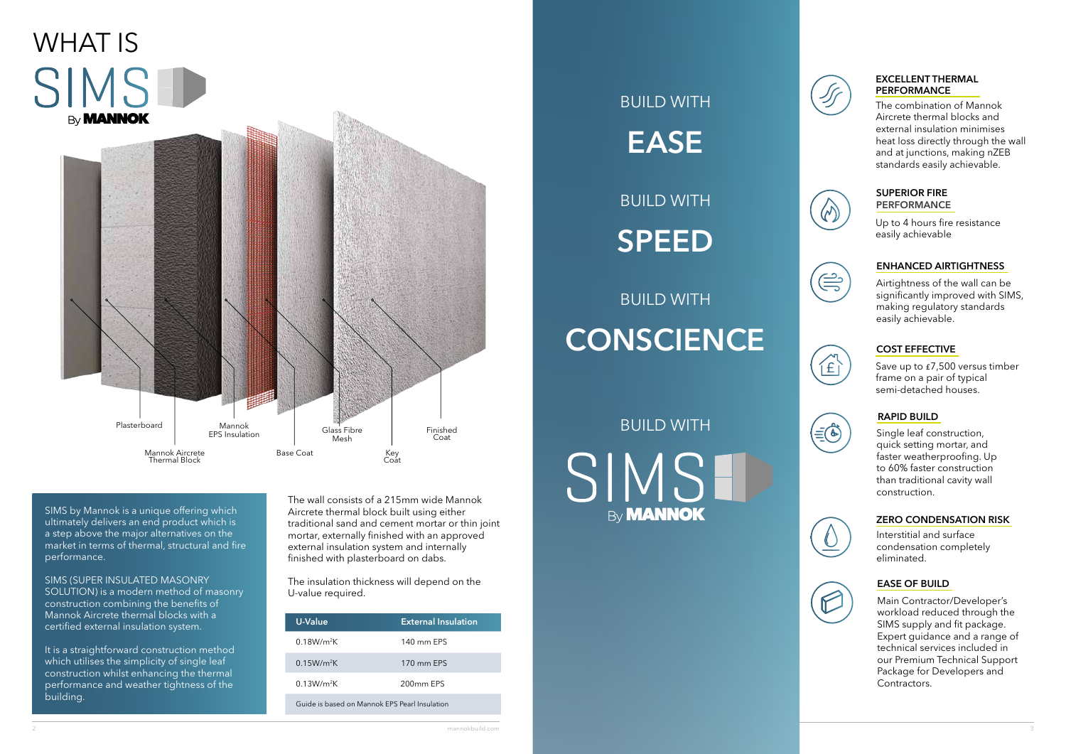# WHAT IS SIMS By MANNOK

Plasterboard

Mannok Aircrete Thermal Block

Mannok EPS Insulation

Base Coat

Glass Fibre Mesh

Key Coat

Finished Coat

SIMS by Mannok is a unique offering which ultimately delivers an end product which is a step above the major alternatives on the market in terms of thermal, structural and fire performance.

SIMS (SUPER INSULATED MASONRY SOLUTION) is a modern method of masonry construction combining the benefits of Mannok Aircrete thermal blocks with a certified external insulation system.

It is a straightforward construction method which utilises the simplicity of single leaf construction whilst enhancing the thermal performance and weather tightness of the building.

The wall consists of a 215mm wide Mannok Aircrete thermal block built using either traditional sand and cement mortar or thin joint mortar, externally finished with an approved external insulation system and internally finished with plasterboard on dabs.

The insulation thickness will depend on the U-value required.

| U-Value | External Insulation |
| --- | --- |
| 0.18W/m²K | 140 mm EPS |
| 0.15W/m²K | 170 mm EPS |
| 0.13W/m²K | 200mm EPS |
| Guide is based on Mannok EPS Pearl Insulation | |

BUILD WITH

## EASE

BUILD WITH

## SPEED

BUILD WITH

## CONSCIENCE

BUILD WITH

SIMS By MANNOK

### EXCELLENT THERMAL PERFORMANCE

The combination of Mannok Aircrete thermal blocks and external insulation minimises heat loss directly through the wall and at junctions, making nZEB standards easily achievable.

### SUPERIOR FIRE PERFORMANCE

Up to 4 hours fire resistance easily achievable

### ENHANCED AIRTIGHTNESS

Airtightness of the wall can be significantly improved with SIMS, making regulatory standards easily achievable.

### COST EFFECTIVE

Save up to £7,500 versus timber frame on a pair of typical semi-detached houses.

### RAPID BUILD

Single leaf construction, quick setting mortar, and faster weatherproofing. Up to 60% faster construction than traditional cavity wall construction.

### ZERO CONDENSATION RISK

Interstitial and surface condensation completely eliminated.

### EASE OF BUILD

Main Contractor/Developer's workload reduced through the SIMS supply and fit package. Expert guidance and a range of technical services included in our Premium Technical Support Package for Developers and Contractors.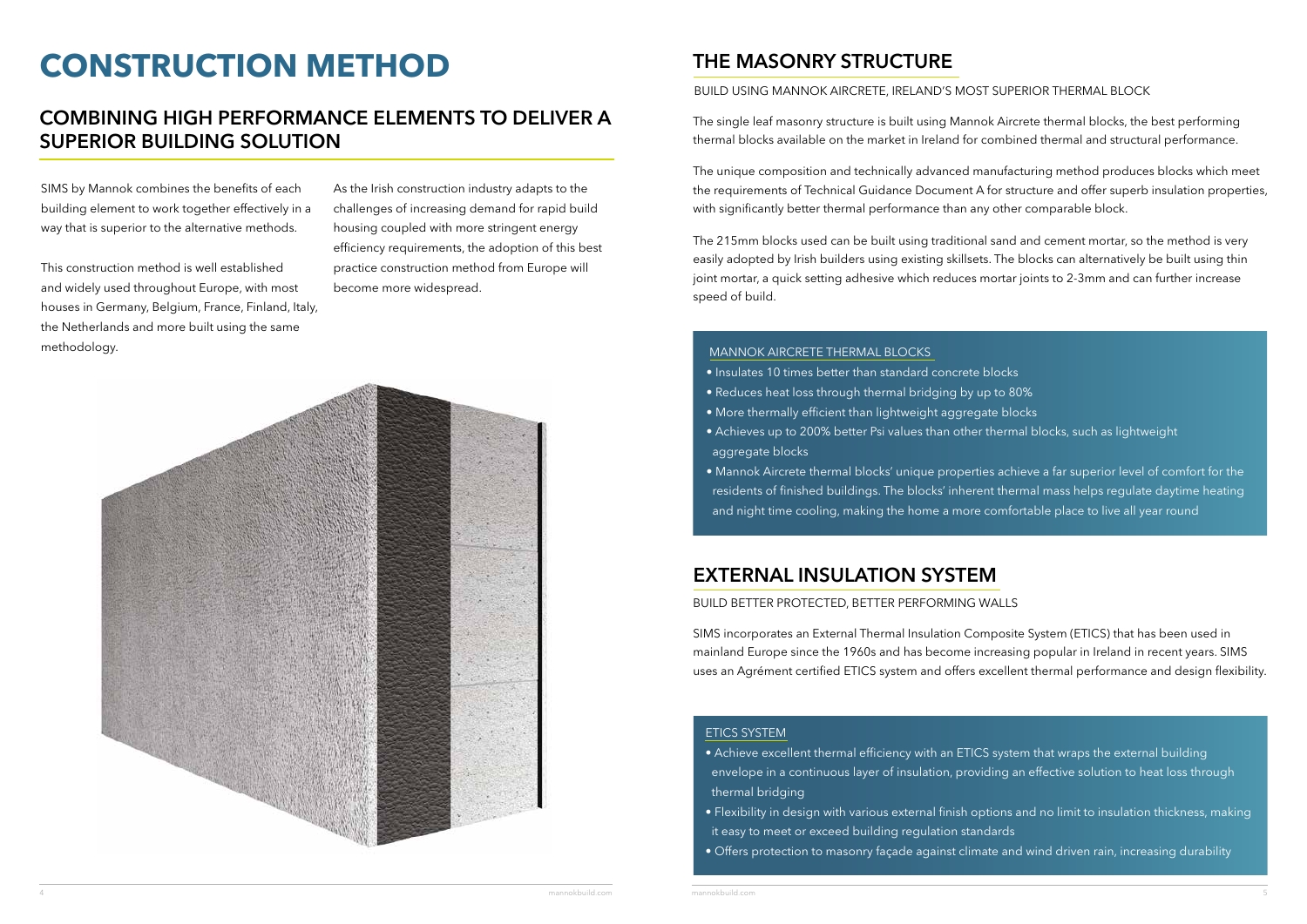# CONSTRUCTION METHOD

## COMBINING HIGH PERFORMANCE ELEMENTS TO DELIVER A SUPERIOR BUILDING SOLUTION

SIMS by Mannok combines the benefits of each building element to work together effectively in a way that is superior to the alternative methods.

This construction method is well established and widely used throughout Europe, with most houses in Germany, Belgium, France, Finland, Italy, the Netherlands and more built using the same methodology.

As the Irish construction industry adapts to the challenges of increasing demand for rapid build housing coupled with more stringent energy efficiency requirements, the adoption of this best practice construction method from Europe will become more widespread.

## THE MASONRY STRUCTURE

BUILD USING MANNOK AIRCRETE, IRELAND'S MOST SUPERIOR THERMAL BLOCK

The single leaf masonry structure is built using Mannok Aircrete thermal blocks, the best performing thermal blocks available on the market in Ireland for combined thermal and structural performance.

The unique composition and technically advanced manufacturing method produces blocks which meet the requirements of Technical Guidance Document A for structure and offer superb insulation properties, with significantly better thermal performance than any other comparable block.

The 215mm blocks used can be built using traditional sand and cement mortar, so the method is very easily adopted by Irish builders using existing skillsets. The blocks can alternatively be built using thin joint mortar, a quick setting adhesive which reduces mortar joints to 2-3mm and can further increase speed of build.

### MANNOK AIRCRETE THERMAL BLOCKS

- Insulates 10 times better than standard concrete blocks
- Reduces heat loss through thermal bridging by up to 80%
- More thermally efficient than lightweight aggregate blocks
- Achieves up to 200% better Psi values than other thermal blocks, such as lightweight aggregate blocks
- Mannok Aircrete thermal blocks' unique properties achieve a far superior level of comfort for the residents of finished buildings. The blocks' inherent thermal mass helps regulate daytime heating and night time cooling, making the home a more comfortable place to live all year round

## EXTERNAL INSULATION SYSTEM

BUILD BETTER PROTECTED, BETTER PERFORMING WALLS

SIMS incorporates an External Thermal Insulation Composite System (ETICS) that has been used in mainland Europe since the 1960s and has become increasing popular in Ireland in recent years. SIMS uses an Agrément certified ETICS system and offers excellent thermal performance and design flexibility.

### ETICS SYSTEM

- Achieve excellent thermal efficiency with an ETICS system that wraps the external building envelope in a continuous layer of insulation, providing an effective solution to heat loss through thermal bridging
- Flexibility in design with various external finish options and no limit to insulation thickness, making it easy to meet or exceed building regulation standards
- Offers protection to masonry façade against climate and wind driven rain, increasing durability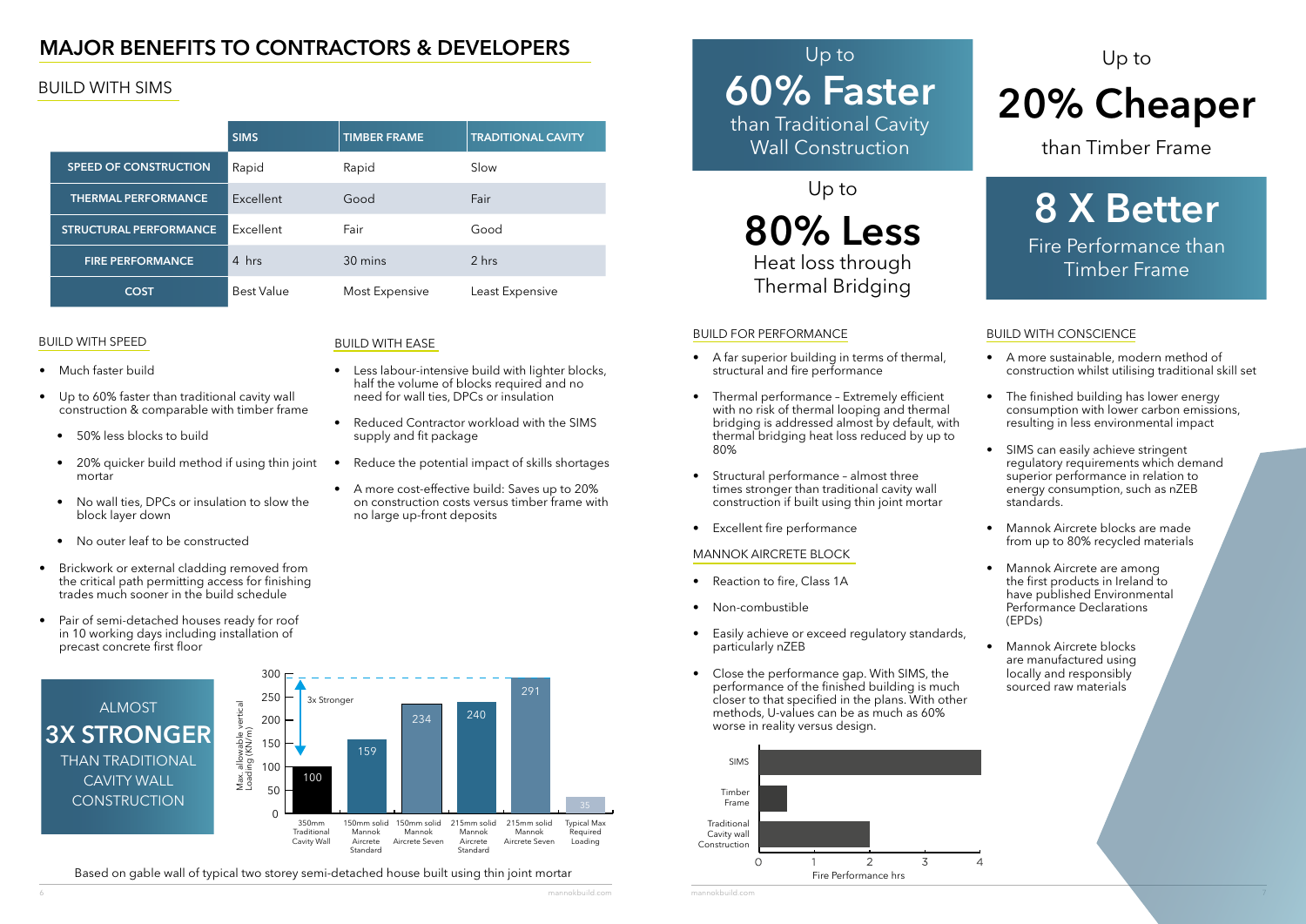# MAJOR BENEFITS TO CONTRACTORS & DEVELOPERS

## BUILD WITH SIMS

| | SIMS | TIMBER FRAME | TRADITIONAL CAVITY |
|---|---|---|---|
| SPEED OF CONSTRUCTION | Rapid | Rapid | Slow |
| THERMAL PERFORMANCE | Excellent | Good | Fair |
| STRUCTURAL PERFORMANCE | Excellent | Fair | Good |
| FIRE PERFORMANCE | 4 hrs | 30 mins | 2 hrs |
| COST | Best Value | Most Expensive | Least Expensive |

### BUILD WITH SPEED

- Much faster build
- Up to 60% faster than traditional cavity wall construction & comparable with timber frame
  - 50% less blocks to build
  - 20% quicker build method if using thin joint mortar
  - No wall ties, DPCs or insulation to slow the block layer down
  - No outer leaf to be constructed
- Brickwork or external cladding removed from the critical path permitting access for finishing trades much sooner in the build schedule
- Pair of semi-detached houses ready for roof in 10 working days including installation of precast concrete first floor

### BUILD WITH EASE

- Less labour-intensive build with lighter blocks, half the volume of blocks required and no need for wall ties, DPCs or insulation
- Reduced Contractor workload with the SIMS supply and fit package
- Reduce the potential impact of skills shortages
- A more cost-effective build: Saves up to 20% on construction costs versus timber frame with no large up-front deposits

ALMOST **3X STRONGER** THAN TRADITIONAL CAVITY WALL CONSTRUCTION

| Wall type | Max. allowable vertical Loading (KN/m) |
|---|---|
| 350mm Traditional Cavity Wall | 100 |
| 150mm solid Mannok Aircrete Standard | 159 |
| 150mm solid Mannok Aircrete Seven | 234 |
| 215mm solid Mannok Aircrete Standard | 240 |
| 215mm solid Mannok Aircrete Seven | 291 |
| Typical Max Required Loading | 35 |

3x Stronger

Based on gable wall of typical two storey semi-detached house built using thin joint mortar

Up to **60% Faster** than Traditional Cavity Wall Construction

Up to **20% Cheaper** than Timber Frame

Up to **80% Less** Heat loss through Thermal Bridging

**8 X Better** Fire Performance than Timber Frame

### BUILD FOR PERFORMANCE

- A far superior building in terms of thermal, structural and fire performance
- Thermal performance – Extremely efficient with no risk of thermal looping and thermal bridging is addressed almost by default, with thermal bridging heat loss reduced by up to 80%
- Structural performance – almost three times stronger than traditional cavity wall construction if built using thin joint mortar
- Excellent fire performance

### MANNOK AIRCRETE BLOCK

- Reaction to fire, Class 1A
- Non-combustible
- Easily achieve or exceed regulatory standards, particularly nZEB
- Close the performance gap. With SIMS, the performance of the finished building is much closer to that specified in the plans. With other methods, U-values can be as much as 60% worse in reality versus design.

| | Fire Performance hrs |
|---|---|
| SIMS | 4 |
| Timber Frame | 0.5 |
| Traditional Cavity wall Construction | 2 |

### BUILD WITH CONSCIENCE

- A more sustainable, modern method of construction whilst utilising traditional skill set
- The finished building has lower energy consumption with lower carbon emissions, resulting in less environmental impact
- SIMS can easily achieve stringent regulatory requirements which demand superior performance in relation to energy consumption, such as nZEB standards.
- Mannok Aircrete blocks are made from up to 80% recycled materials
- Mannok Aircrete are among the first products in Ireland to have published Environmental Performance Declarations (EPDs)
- Mannok Aircrete blocks are manufactured using locally and responsibly sourced raw materials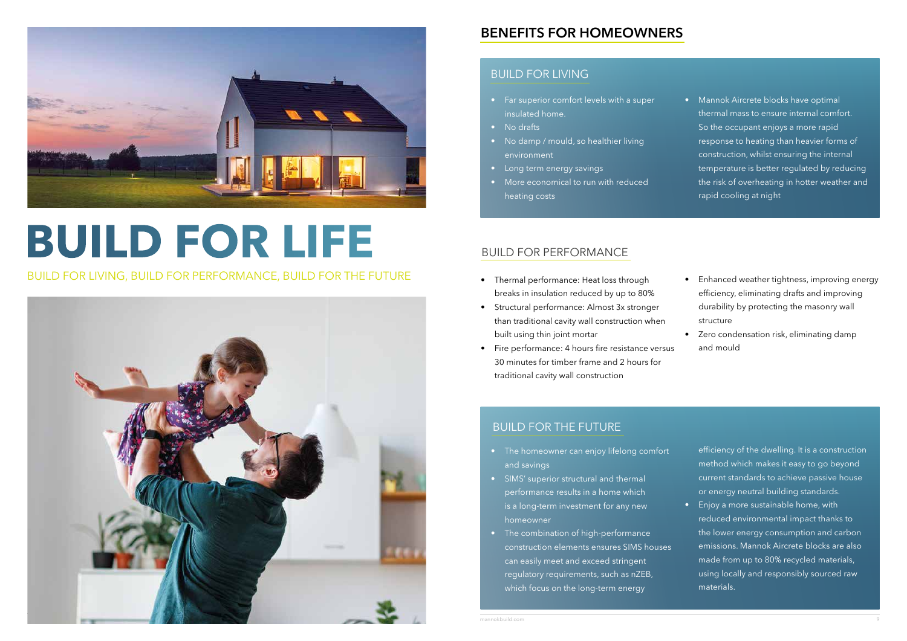# BUILD FOR LIFE

BUILD FOR LIVING, BUILD FOR PERFORMANCE, BUILD FOR THE FUTURE

## BENEFITS FOR HOMEOWNERS

### BUILD FOR LIVING

- Far superior comfort levels with a super insulated home.
- No drafts
- No damp / mould, so healthier living environment
- Long term energy savings
- More economical to run with reduced heating costs
- Mannok Aircrete blocks have optimal thermal mass to ensure internal comfort. So the occupant enjoys a more rapid response to heating than heavier forms of construction, whilst ensuring the internal temperature is better regulated by reducing the risk of overheating in hotter weather and rapid cooling at night

### BUILD FOR PERFORMANCE

- Thermal performance: Heat loss through breaks in insulation reduced by up to 80%
- Structural performance: Almost 3x stronger than traditional cavity wall construction when built using thin joint mortar
- Fire performance: 4 hours fire resistance versus 30 minutes for timber frame and 2 hours for traditional cavity wall construction
- Enhanced weather tightness, improving energy efficiency, eliminating drafts and improving durability by protecting the masonry wall structure
- Zero condensation risk, eliminating damp and mould

### BUILD FOR THE FUTURE

- The homeowner can enjoy lifelong comfort and savings
- SIMS' superior structural and thermal performance results in a home which is a long-term investment for any new homeowner
- The combination of high-performance construction elements ensures SIMS houses can easily meet and exceed stringent regulatory requirements, such as nZEB, which focus on the long-term energy efficiency of the dwelling. It is a construction method which makes it easy to go beyond current standards to achieve passive house or energy neutral building standards.
- Enjoy a more sustainable home, with reduced environmental impact thanks to the lower energy consumption and carbon emissions. Mannok Aircrete blocks are also made from up to 80% recycled materials, using locally and responsibly sourced raw materials.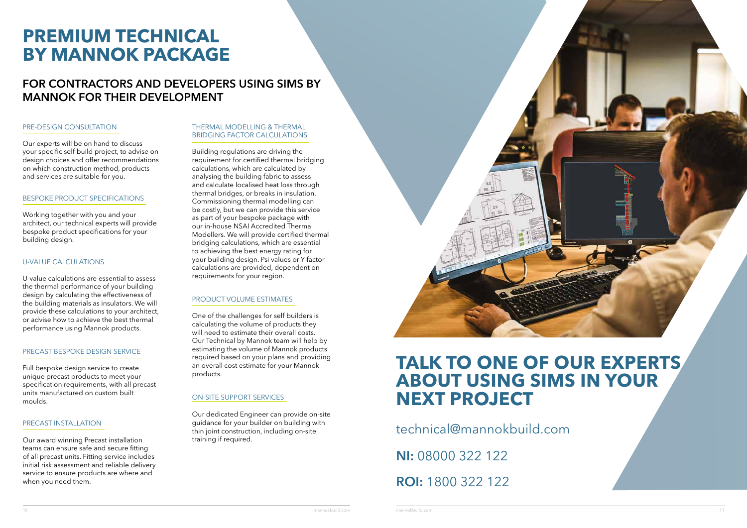# PREMIUM TECHNICAL BY MANNOK PACKAGE

## FOR CONTRACTORS AND DEVELOPERS USING SIMS BY MANNOK FOR THEIR DEVELOPMENT

### PRE-DESIGN CONSULTATION

Our experts will be on hand to discuss your specific self build project, to advise on design choices and offer recommendations on which construction method, products and services are suitable for you.

### BESPOKE PRODUCT SPECIFICATIONS

Working together with you and your architect, our technical experts will provide bespoke product specifications for your building design.

### U-VALUE CALCULATIONS

U-value calculations are essential to assess the thermal performance of your building design by calculating the effectiveness of the building materials as insulators. We will provide these calculations to your architect, or advise how to achieve the best thermal performance using Mannok products.

### PRECAST BESPOKE DESIGN SERVICE

Full bespoke design service to create unique precast products to meet your specification requirements, with all precast units manufactured on custom built moulds.

### PRECAST INSTALLATION

Our award winning Precast installation teams can ensure safe and secure fitting of all precast units. Fitting service includes initial risk assessment and reliable delivery service to ensure products are where and when you need them.

### THERMAL MODELLING & THERMAL BRIDGING FACTOR CALCULATIONS

Building regulations are driving the requirement for certified thermal bridging calculations, which are calculated by analysing the building fabric to assess and calculate localised heat loss through thermal bridges, or breaks in insulation. Commissioning thermal modelling can be costly, but we can provide this service as part of your bespoke package with our in-house NSAI Accredited Thermal Modellers. We will provide certified thermal bridging calculations, which are essential to achieving the best energy rating for your building design. Psi values or Y-factor calculations are provided, dependent on requirements for your region.

### PRODUCT VOLUME ESTIMATES

One of the challenges for self builders is calculating the volume of products they will need to estimate their overall costs. Our Technical by Mannok team will help by estimating the volume of Mannok products required based on your plans and providing an overall cost estimate for your Mannok products.

### ON-SITE SUPPORT SERVICES

Our dedicated Engineer can provide on-site guidance for your builder on building with thin joint construction, including on-site training if required.

# TALK TO ONE OF OUR EXPERTS ABOUT USING SIMS IN YOUR NEXT PROJECT

technical@mannokbuild.com

**NI:** 08000 322 122

**ROI:** 1800 322 122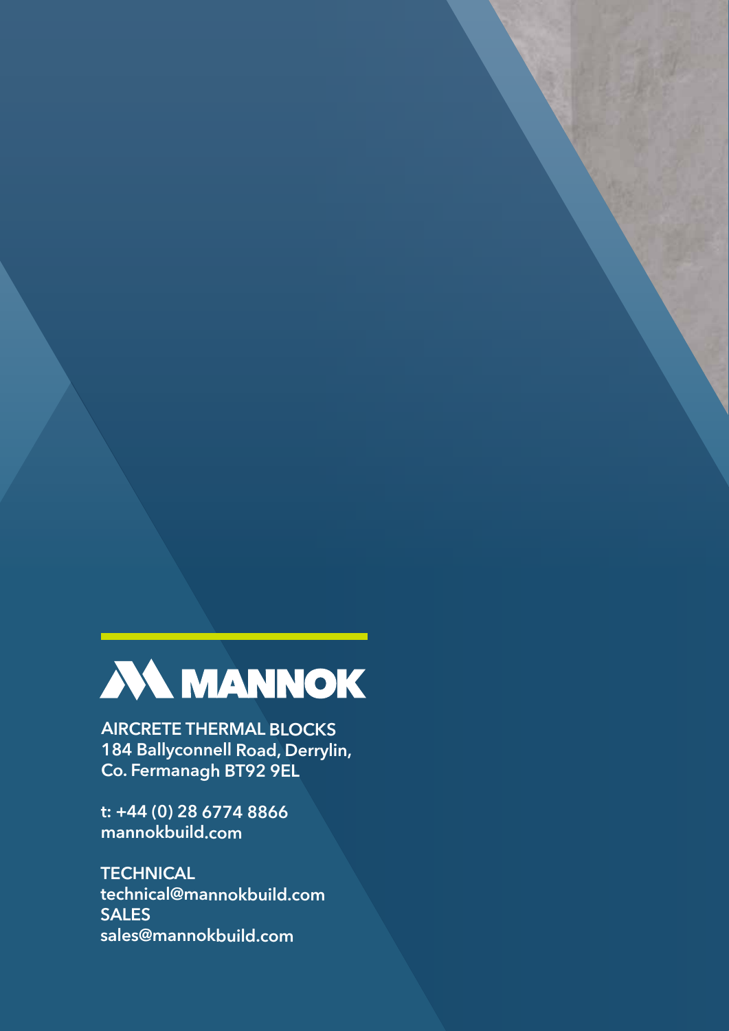MANNOK

AIRCRETE THERMAL BLOCKS
184 Ballyconnell Road, Derrylin,
Co. Fermanagh BT92 9EL

t: +44 (0) 28 6774 8866
mannokbuild.com

TECHNICAL
technical@mannokbuild.com
SALES
sales@mannokbuild.com